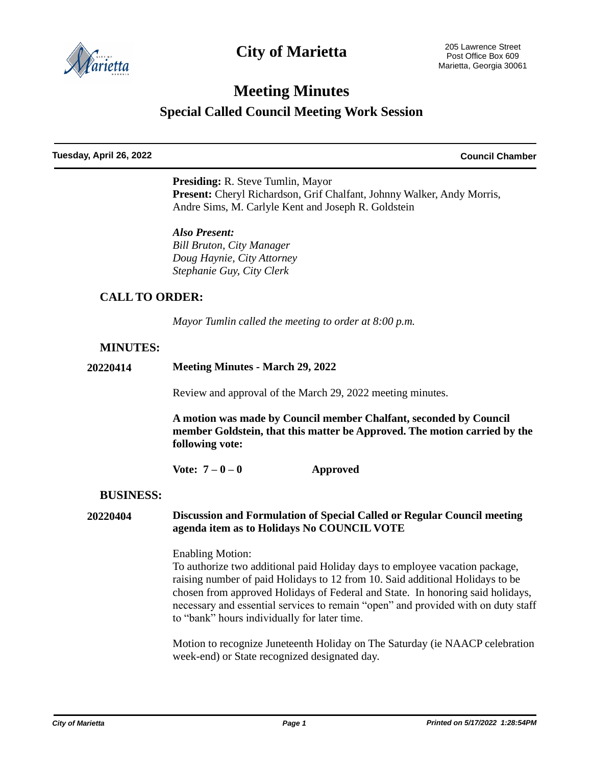# City of Marietta

205 Lawrence Street
Post Office Box 609
Marietta, Georgia 30061

# Meeting Minutes

## Special Called Council Meeting Work Session

**Tuesday, April 26, 2022** **Council Chamber**

**Presiding:** R. Steve Tumlin, Mayor
**Present:** Cheryl Richardson, Grif Chalfant, Johnny Walker, Andy Morris, Andre Sims, M. Carlyle Kent and Joseph R. Goldstein

***Also Present:***
*Bill Bruton, City Manager*
*Doug Haynie, City Attorney*
*Stephanie Guy, City Clerk*

### CALL TO ORDER:

*Mayor Tumlin called the meeting to order at 8:00 p.m.*

### MINUTES:

**20220414** **Meeting Minutes - March 29, 2022**

Review and approval of the March 29, 2022 meeting minutes.

**A motion was made by Council member Chalfant, seconded by Council member Goldstein, that this matter be Approved. The motion carried by the following vote:**

**Vote: 7 – 0 – 0** **Approved**

### BUSINESS:

**20220404** **Discussion and Formulation of Special Called or Regular Council meeting agenda item as to Holidays No COUNCIL VOTE**

Enabling Motion:
To authorize two additional paid Holiday days to employee vacation package, raising number of paid Holidays to 12 from 10. Said additional Holidays to be chosen from approved Holidays of Federal and State. In honoring said holidays, necessary and essential services to remain "open" and provided with on duty staff to "bank" hours individually for later time.

Motion to recognize Juneteenth Holiday on The Saturday (ie NAACP celebration week-end) or State recognized designated day.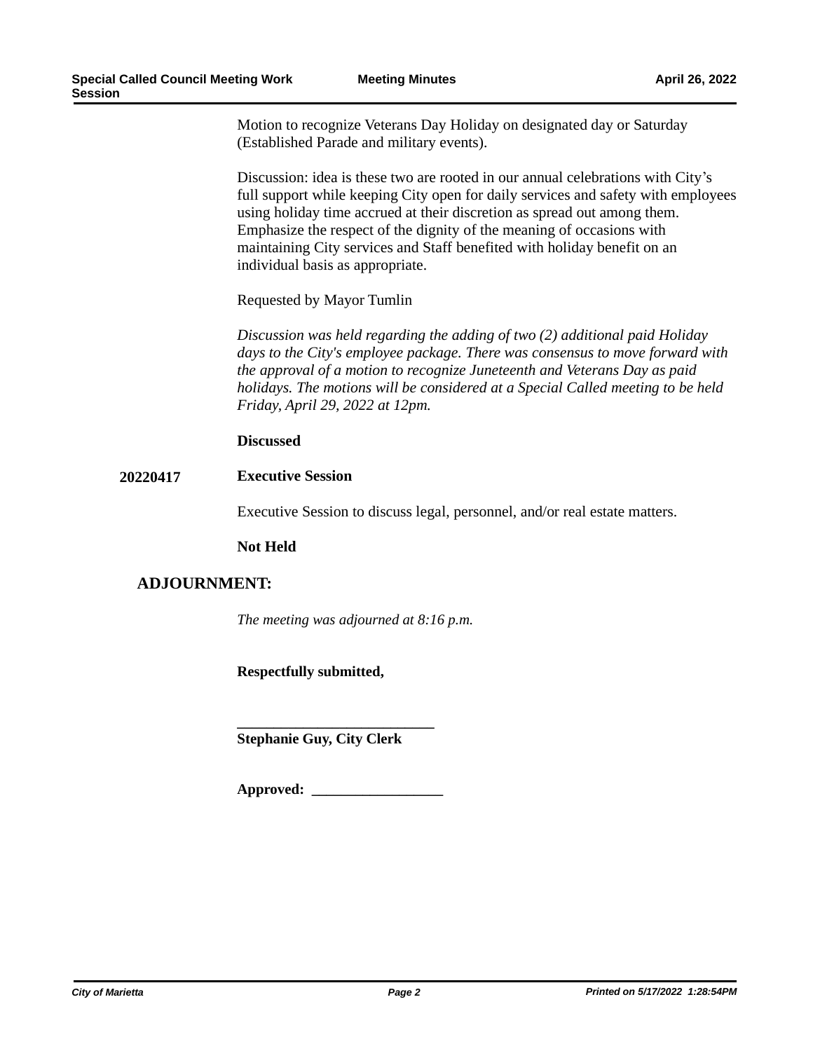Motion to recognize Veterans Day Holiday on designated day or Saturday (Established Parade and military events).

Discussion: idea is these two are rooted in our annual celebrations with City's full support while keeping City open for daily services and safety with employees using holiday time accrued at their discretion as spread out among them. Emphasize the respect of the dignity of the meaning of occasions with maintaining City services and Staff benefited with holiday benefit on an individual basis as appropriate.

Requested by Mayor Tumlin

*Discussion was held regarding the adding of two (2) additional paid Holiday days to the City's employee package. There was consensus to move forward with the approval of a motion to recognize Juneteenth and Veterans Day as paid holidays. The motions will be considered at a Special Called meeting to be held Friday, April 29, 2022 at 12pm.*

**Discussed**

**20220417** **Executive Session**

Executive Session to discuss legal, personnel, and/or real estate matters.

**Not Held**

## ADJOURNMENT:

*The meeting was adjourned at 8:16 p.m.*

**Respectfully submitted,**

**___________________________**
**Stephanie Guy, City Clerk**

**Approved: __________________**